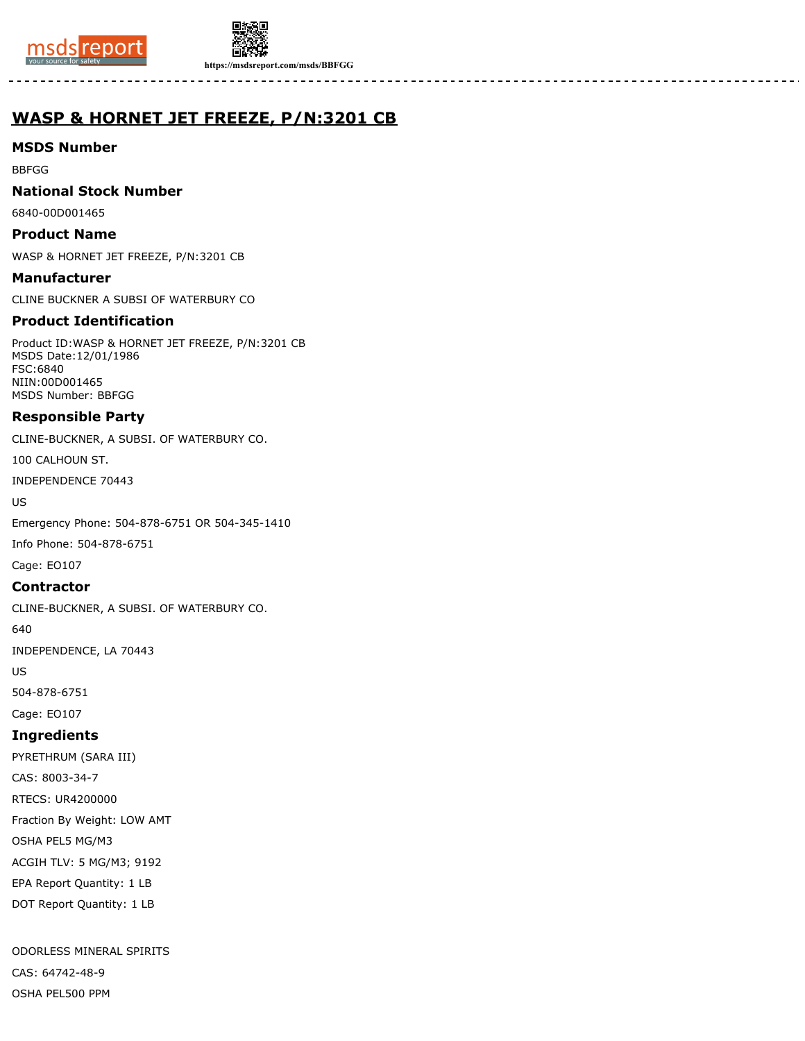# WASP & HORNET JET FREEZE, P/N:3201 CB

## MSDS Number

BBFGG

## National Stock Number

6840-00D001465

## Product Name

WASP & HORNET JET FREEZE, P/N:3201 CB

## Manufacturer

CLINE BUCKNER A SUBSI OF WATERBURY CO

## Product Identification

Product ID:WASP & HORNET JET FREEZE, P/N:3201 CB
MSDS Date:12/01/1986
FSC:6840
NIIN:00D001465
MSDS Number: BBFGG

## Responsible Party

CLINE-BUCKNER, A SUBSI. OF WATERBURY CO.

100 CALHOUN ST.

INDEPENDENCE 70443

US

Emergency Phone: 504-878-6751 OR 504-345-1410

Info Phone: 504-878-6751

Cage: EO107

## Contractor

CLINE-BUCKNER, A SUBSI. OF WATERBURY CO.

640

INDEPENDENCE, LA 70443

US

504-878-6751

Cage: EO107

## Ingredients

PYRETHRUM (SARA III)

CAS: 8003-34-7

RTECS: UR4200000

Fraction By Weight: LOW AMT

OSHA PEL5 MG/M3

ACGIH TLV: 5 MG/M3; 9192

EPA Report Quantity: 1 LB

DOT Report Quantity: 1 LB

ODORLESS MINERAL SPIRITS

CAS: 64742-48-9

OSHA PEL500 PPM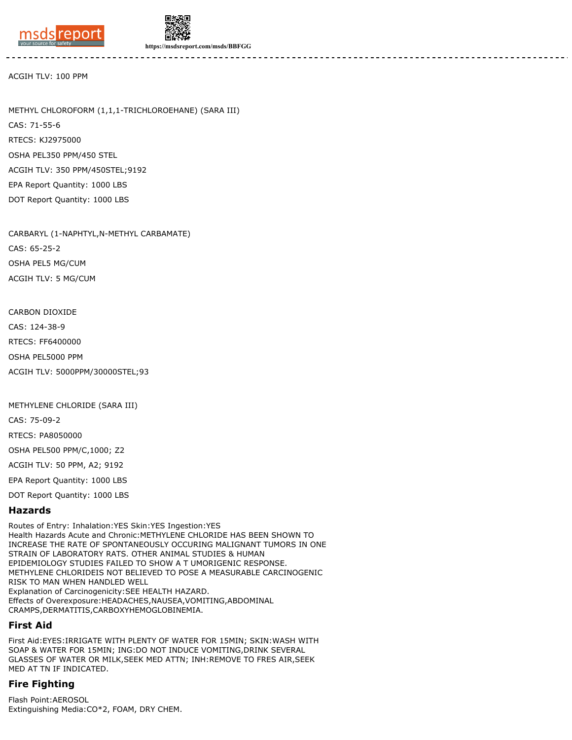ACGIH TLV: 100 PPM

METHYL CHLOROFORM (1,1,1-TRICHLOROEHANE) (SARA III)

CAS: 71-55-6

RTECS: KJ2975000

OSHA PEL350 PPM/450 STEL

ACGIH TLV: 350 PPM/450STEL;9192

EPA Report Quantity: 1000 LBS

DOT Report Quantity: 1000 LBS

CARBARYL (1-NAPHTYL,N-METHYL CARBAMATE)

CAS: 65-25-2

OSHA PEL5 MG/CUM

ACGIH TLV: 5 MG/CUM

CARBON DIOXIDE

CAS: 124-38-9

RTECS: FF6400000

OSHA PEL5000 PPM

ACGIH TLV: 5000PPM/30000STEL;93

METHYLENE CHLORIDE (SARA III)

CAS: 75-09-2

RTECS: PA8050000

OSHA PEL500 PPM/C,1000; Z2

ACGIH TLV: 50 PPM, A2; 9192

EPA Report Quantity: 1000 LBS

DOT Report Quantity: 1000 LBS

## Hazards

Routes of Entry: Inhalation:YES Skin:YES Ingestion:YES
Health Hazards Acute and Chronic:METHYLENE CHLORIDE HAS BEEN SHOWN TO INCREASE THE RATE OF SPONTANEOUSLY OCCURING MALIGNANT TUMORS IN ONE STRAIN OF LABORATORY RATS. OTHER ANIMAL STUDIES & HUMAN EPIDEMIOLOGY STUDIES FAILED TO SHOW A T UMORIGENIC RESPONSE. METHYLENE CHLORIDEIS NOT BELIEVED TO POSE A MEASURABLE CARCINOGENIC RISK TO MAN WHEN HANDLED WELL
Explanation of Carcinogenicity:SEE HEALTH HAZARD.
Effects of Overexposure:HEADACHES,NAUSEA,VOMITING,ABDOMINAL CRAMPS,DERMATITIS,CARBOXYHEMOGLOBINEMIA.

## First Aid

First Aid:EYES:IRRIGATE WITH PLENTY OF WATER FOR 15MIN; SKIN:WASH WITH SOAP & WATER FOR 15MIN; ING:DO NOT INDUCE VOMITING,DRINK SEVERAL GLASSES OF WATER OR MILK,SEEK MED ATTN; INH:REMOVE TO FRES AIR,SEEK MED AT TN IF INDICATED.

## Fire Fighting

Flash Point:AEROSOL
Extinguishing Media:CO*2, FOAM, DRY CHEM.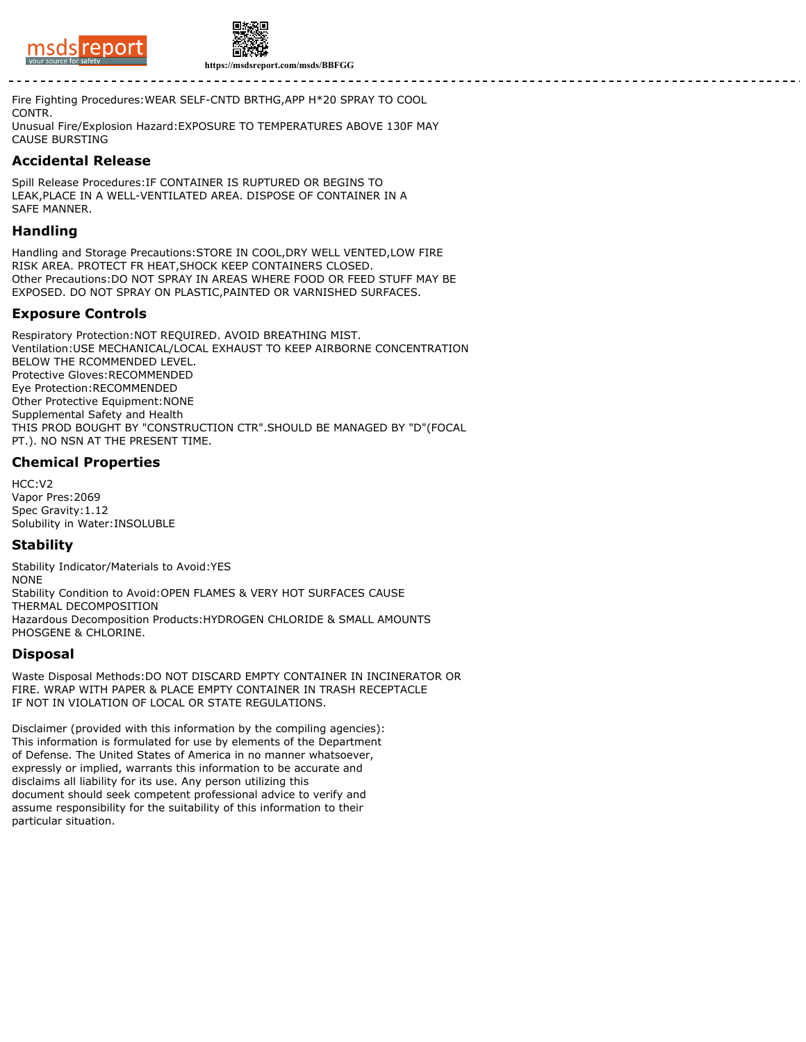Fire Fighting Procedures:WEAR SELF-CNTD BRTHG,APP H*20 SPRAY TO COOL CONTR.
Unusual Fire/Explosion Hazard:EXPOSURE TO TEMPERATURES ABOVE 130F MAY CAUSE BURSTING

## Accidental Release

Spill Release Procedures:IF CONTAINER IS RUPTURED OR BEGINS TO LEAK,PLACE IN A WELL-VENTILATED AREA. DISPOSE OF CONTAINER IN A SAFE MANNER.

## Handling

Handling and Storage Precautions:STORE IN COOL,DRY WELL VENTED,LOW FIRE RISK AREA. PROTECT FR HEAT,SHOCK KEEP CONTAINERS CLOSED.
Other Precautions:DO NOT SPRAY IN AREAS WHERE FOOD OR FEED STUFF MAY BE EXPOSED. DO NOT SPRAY ON PLASTIC,PAINTED OR VARNISHED SURFACES.

## Exposure Controls

Respiratory Protection:NOT REQUIRED. AVOID BREATHING MIST.
Ventilation:USE MECHANICAL/LOCAL EXHAUST TO KEEP AIRBORNE CONCENTRATION BELOW THE RCOMMENDED LEVEL.
Protective Gloves:RECOMMENDED
Eye Protection:RECOMMENDED
Other Protective Equipment:NONE
Supplemental Safety and Health
THIS PROD BOUGHT BY "CONSTRUCTION CTR".SHOULD BE MANAGED BY "D"(FOCAL PT.). NO NSN AT THE PRESENT TIME.

## Chemical Properties

HCC:V2
Vapor Pres:2069
Spec Gravity:1.12
Solubility in Water:INSOLUBLE

## Stability

Stability Indicator/Materials to Avoid:YES
NONE
Stability Condition to Avoid:OPEN FLAMES & VERY HOT SURFACES CAUSE THERMAL DECOMPOSITION
Hazardous Decomposition Products:HYDROGEN CHLORIDE & SMALL AMOUNTS PHOSGENE & CHLORINE.

## Disposal

Waste Disposal Methods:DO NOT DISCARD EMPTY CONTAINER IN INCINERATOR OR FIRE. WRAP WITH PAPER & PLACE EMPTY CONTAINER IN TRASH RECEPTACLE IF NOT IN VIOLATION OF LOCAL OR STATE REGULATIONS.

Disclaimer (provided with this information by the compiling agencies): This information is formulated for use by elements of the Department of Defense. The United States of America in no manner whatsoever, expressly or implied, warrants this information to be accurate and disclaims all liability for its use. Any person utilizing this document should seek competent professional advice to verify and assume responsibility for the suitability of this information to their particular situation.